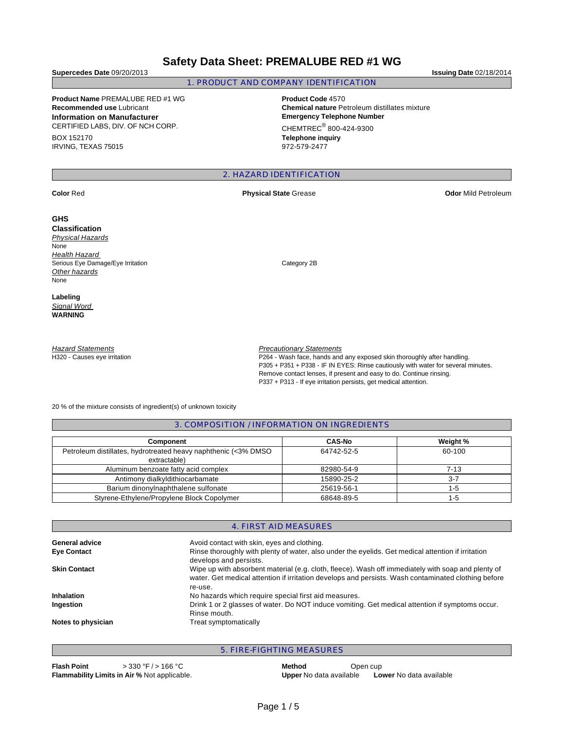# Safety Data Sheet: PREMALUBE RED #1 WG

**Supercedes Date** 09/20/2013

**Issuing Date** 02/18/2014

## 1. PRODUCT AND COMPANY IDENTIFICATION

**Product Name** PREMALUBE RED #1 WG
**Recommended use** Lubricant
**Information on Manufacturer**
CERTIFIED LABS, DIV. OF NCH CORP.
BOX 152170
IRVING, TEXAS 75015

**Product Code** 4570
**Chemical nature** Petroleum distillates mixture
**Emergency Telephone Number**
CHEMTREC® 800-424-9300
**Telephone inquiry**
972-579-2477

## 2. HAZARD IDENTIFICATION

**Color** Red
**Physical State** Grease
**Odor** Mild Petroleum

**GHS Classification**

*Physical Hazards*
None

*Health Hazard*
Serious Eye Damage/Eye Irritation — Category 2B

*Other hazards*
None

**Labeling**

*Signal Word*
**WARNING**

*Hazard Statements*
H320 - Causes eye irritation

*Precautionary Statements*
P264 - Wash face, hands and any exposed skin thoroughly after handling.
P305 + P351 + P338 - IF IN EYES: Rinse cautiously with water for several minutes. Remove contact lenses, if present and easy to do. Continue rinsing.
P337 + P313 - If eye irritation persists, get medical attention.

20 % of the mixture consists of ingredient(s) of unknown toxicity

## 3. COMPOSITION / INFORMATION ON INGREDIENTS

| Component | CAS-No | Weight % |
|---|---|---|
| Petroleum distillates, hydrotreated heavy naphthenic (<3% DMSO extractable) | 64742-52-5 | 60-100 |
| Aluminum benzoate fatty acid complex | 82980-54-9 | 7-13 |
| Antimony dialkyldithiocarbamate | 15890-25-2 | 3-7 |
| Barium dinonylnaphthalene sulfonate | 25619-56-1 | 1-5 |
| Styrene-Ethylene/Propylene Block Copolymer | 68648-89-5 | 1-5 |

## 4. FIRST AID MEASURES

**General advice** Avoid contact with skin, eyes and clothing.

**Eye Contact** Rinse thoroughly with plenty of water, also under the eyelids. Get medical attention if irritation develops and persists.

**Skin Contact** Wipe up with absorbent material (e.g. cloth, fleece). Wash off immediately with soap and plenty of water. Get medical attention if irritation develops and persists. Wash contaminated clothing before re-use.

**Inhalation** No hazards which require special first aid measures.

**Ingestion** Drink 1 or 2 glasses of water. Do NOT induce vomiting. Get medical attention if symptoms occur. Rinse mouth.

**Notes to physician** Treat symptomatically

## 5. FIRE-FIGHTING MEASURES

**Flash Point** > 330 °F / > 166 °C
**Method** Open cup
**Flammability Limits in Air %** Not applicable.
**Upper** No data available **Lower** No data available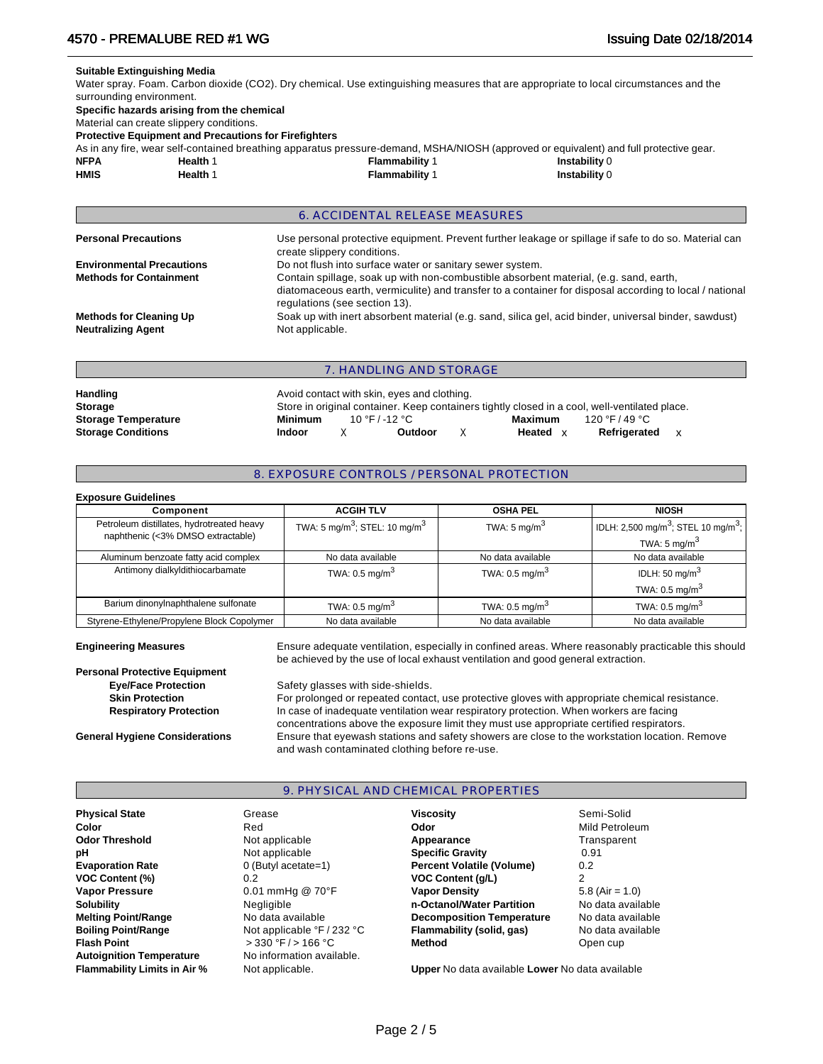**Suitable Extinguishing Media**

Water spray. Foam. Carbon dioxide ($CO_2$). Dry chemical. Use extinguishing measures that are appropriate to local circumstances and the surrounding environment.

**Specific hazards arising from the chemical**

Material can create slippery conditions.

**Protective Equipment and Precautions for Firefighters**

As in any fire, wear self-contained breathing apparatus pressure-demand, MSHA/NIOSH (approved or equivalent) and full protective gear.

| | | | |
|---|---|---|---|
| **NFPA** | **Health** 1 | **Flammability** 1 | **Instability** 0 |
| **HMIS** | **Health** 1 | **Flammability** 1 | **Instability** 0 |

## 6. ACCIDENTAL RELEASE MEASURES

**Personal Precautions**: Use personal protective equipment. Prevent further leakage or spillage if safe to do so. Material can create slippery conditions.

**Environmental Precautions**: Do not flush into surface water or sanitary sewer system.

**Methods for Containment**: Contain spillage, soak up with non-combustible absorbent material, (e.g. sand, earth, diatomaceous earth, vermiculite) and transfer to a container for disposal according to local / national regulations (see section 13).

**Methods for Cleaning Up**: Soak up with inert absorbent material (e.g. sand, silica gel, acid binder, universal binder, sawdust)

**Neutralizing Agent**: Not applicable.

## 7. HANDLING AND STORAGE

**Handling**: Avoid contact with skin, eyes and clothing.

**Storage**: Store in original container. Keep containers tightly closed in a cool, well-ventilated place.

**Storage Temperature**: **Minimum** 10 °F / -12 °C **Maximum** 120 °F / 49 °C

**Storage Conditions**: **Indoor** X **Outdoor** X **Heated** x **Refrigerated** x

## 8. EXPOSURE CONTROLS / PERSONAL PROTECTION

**Exposure Guidelines**

| Component | ACGIH TLV | OSHA PEL | NIOSH |
|---|---|---|---|
| Petroleum distillates, hydrotreated heavy naphthenic (<3% DMSO extractable) | TWA: 5 mg/m$^3$; STEL: 10 mg/m$^3$ | TWA: 5 mg/m$^3$ | IDLH: 2,500 mg/m$^3$; STEL 10 mg/m$^3$; TWA: 5 mg/m$^3$ |
| Aluminum benzoate fatty acid complex | No data available | No data available | No data available |
| Antimony dialkyldithiocarbamate | TWA: 0.5 mg/m$^3$ | TWA: 0.5 mg/m$^3$ | IDLH: 50 mg/m$^3$ TWA: 0.5 mg/m$^3$ |
| Barium dinonylnaphthalene sulfonate | TWA: 0.5 mg/m$^3$ | TWA: 0.5 mg/m$^3$ | TWA: 0.5 mg/m$^3$ |
| Styrene-Ethylene/Propylene Block Copolymer | No data available | No data available | No data available |

**Engineering Measures**: Ensure adequate ventilation, especially in confined areas. Where reasonably practicable this should be achieved by the use of local exhaust ventilation and good general extraction.

**Personal Protective Equipment**

- **Eye/Face Protection**: Safety glasses with side-shields.
- **Skin Protection**: For prolonged or repeated contact, use protective gloves with appropriate chemical resistance.
- **Respiratory Protection**: In case of inadequate ventilation wear respiratory protection. When workers are facing concentrations above the exposure limit they must use appropriate certified respirators.

**General Hygiene Considerations**: Ensure that eyewash stations and safety showers are close to the workstation location. Remove and wash contaminated clothing before re-use.

## 9. PHYSICAL AND CHEMICAL PROPERTIES

| | | | |
|---|---|---|---|
| **Physical State** | Grease | **Viscosity** | Semi-Solid |
| **Color** | Red | **Odor** | Mild Petroleum |
| **Odor Threshold** | Not applicable | **Appearance** | Transparent |
| **pH** | Not applicable | **Specific Gravity** | 0.91 |
| **Evaporation Rate** | 0 (Butyl acetate=1) | **Percent Volatile (Volume)** | 0.2 |
| **VOC Content (%)** | 0.2 | **VOC Content (g/L)** | 2 |
| **Vapor Pressure** | 0.01 mmHg @ 70°F | **Vapor Density** | 5.8 (Air = 1.0) |
| **Solubility** | Negligible | **n-Octanol/Water Partition** | No data available |
| **Melting Point/Range** | No data available | **Decomposition Temperature** | No data available |
| **Boiling Point/Range** | Not applicable °F / 232 °C | **Flammability (solid, gas)** | No data available |
| **Flash Point** | > 330 °F / > 166 °C | **Method** | Open cup |
| **Autoignition Temperature** | No information available. | | |
| **Flammability Limits in Air %** | Not applicable. | **Upper** No data available **Lower** No data available | |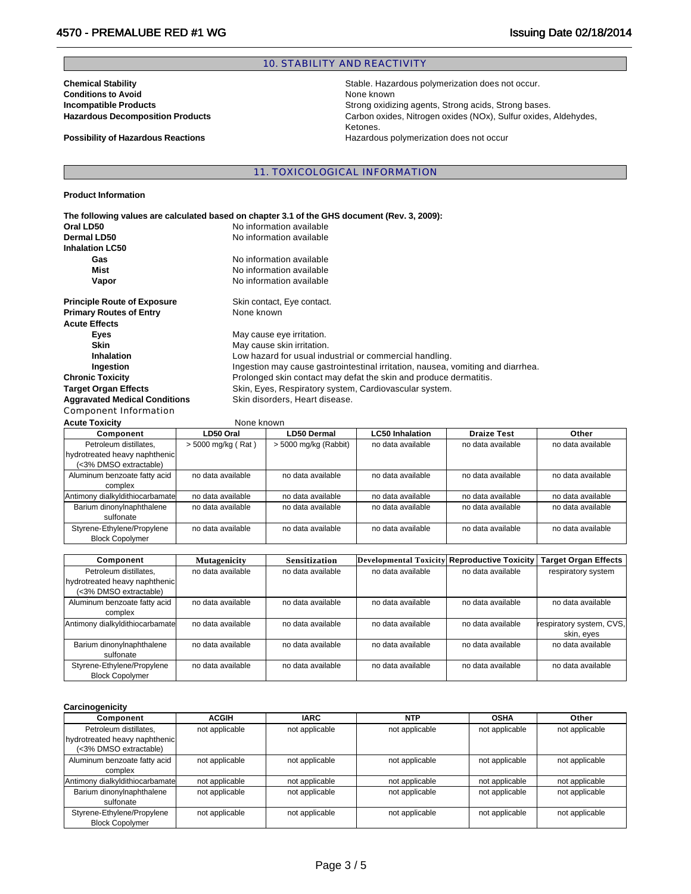## 10. STABILITY AND REACTIVITY

**Chemical Stability** Stable. Hazardous polymerization does not occur.

**Conditions to Avoid** None known

**Incompatible Products** Strong oxidizing agents, Strong acids, Strong bases.

**Hazardous Decomposition Products** Carbon oxides, Nitrogen oxides (NOx), Sulfur oxides, Aldehydes, Ketones.

**Possibility of Hazardous Reactions** Hazardous polymerization does not occur

## 11. TOXICOLOGICAL INFORMATION

**Product Information**

**The following values are calculated based on chapter 3.1 of the GHS document (Rev. 3, 2009):**

**Oral LD50** No information available

**Dermal LD50** No information available

**Inhalation LC50**

- **Gas** No information available
- **Mist** No information available
- **Vapor** No information available

**Principle Route of Exposure** Skin contact, Eye contact.

**Primary Routes of Entry** None known

**Acute Effects**

- **Eyes** May cause eye irritation.
- **Skin** May cause skin irritation.
- **Inhalation** Low hazard for usual industrial or commercial handling.
- **Ingestion** Ingestion may cause gastrointestinal irritation, nausea, vomiting and diarrhea.

**Chronic Toxicity** Prolonged skin contact may defat the skin and produce dermatitis.

**Target Organ Effects** Skin, Eyes, Respiratory system, Cardiovascular system.

**Aggravated Medical Conditions** Skin disorders, Heart disease.

Component Information

**Acute Toxicity** None known

| Component | LD50 Oral | LD50 Dermal | LC50 Inhalation | Draize Test | Other |
|---|---|---|---|---|---|
| Petroleum distillates, hydrotreated heavy naphthenic (<3% DMSO extractable) | > 5000 mg/kg ( Rat ) | > 5000 mg/kg (Rabbit) | no data available | no data available | no data available |
| Aluminum benzoate fatty acid complex | no data available | no data available | no data available | no data available | no data available |
| Antimony dialkyldithiocarbamate | no data available | no data available | no data available | no data available | no data available |
| Barium dinonylnaphthalene sulfonate | no data available | no data available | no data available | no data available | no data available |
| Styrene-Ethylene/Propylene Block Copolymer | no data available | no data available | no data available | no data available | no data available |

| Component | Mutagenicity | Sensitization | Developmental Toxicity | Reproductive Toxicity | Target Organ Effects |
|---|---|---|---|---|---|
| Petroleum distillates, hydrotreated heavy naphthenic (<3% DMSO extractable) | no data available | no data available | no data available | no data available | respiratory system |
| Aluminum benzoate fatty acid complex | no data available | no data available | no data available | no data available | no data available |
| Antimony dialkyldithiocarbamate | no data available | no data available | no data available | no data available | respiratory system, CVS, skin, eyes |
| Barium dinonylnaphthalene sulfonate | no data available | no data available | no data available | no data available | no data available |
| Styrene-Ethylene/Propylene Block Copolymer | no data available | no data available | no data available | no data available | no data available |

**Carcinogenicity**

| Component | ACGIH | IARC | NTP | OSHA | Other |
|---|---|---|---|---|---|
| Petroleum distillates, hydrotreated heavy naphthenic (<3% DMSO extractable) | not applicable | not applicable | not applicable | not applicable | not applicable |
| Aluminum benzoate fatty acid complex | not applicable | not applicable | not applicable | not applicable | not applicable |
| Antimony dialkyldithiocarbamate | not applicable | not applicable | not applicable | not applicable | not applicable |
| Barium dinonylnaphthalene sulfonate | not applicable | not applicable | not applicable | not applicable | not applicable |
| Styrene-Ethylene/Propylene Block Copolymer | not applicable | not applicable | not applicable | not applicable | not applicable |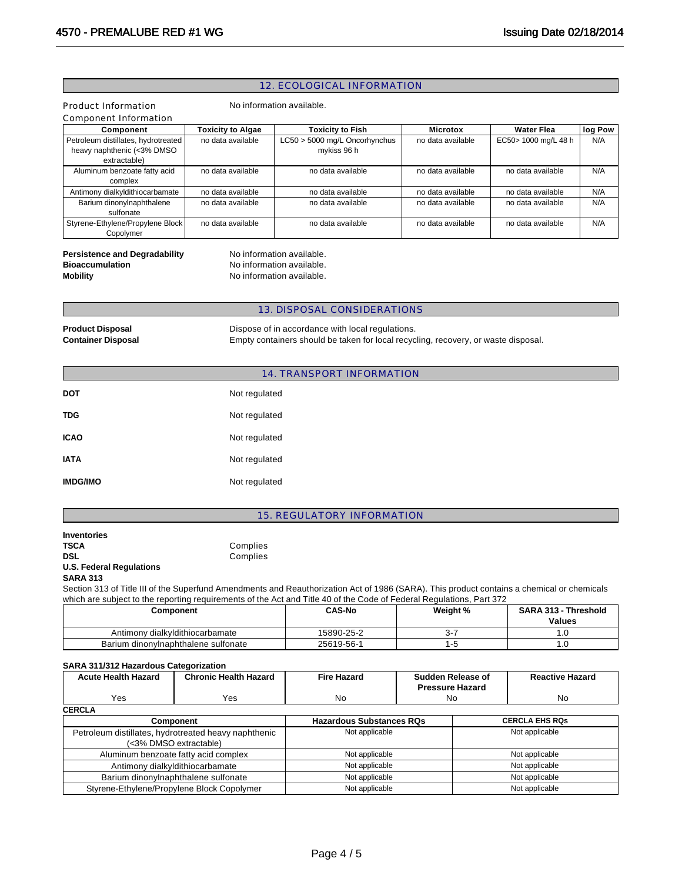## 12. ECOLOGICAL INFORMATION

**Product Information** No information available.

**Component Information**

| Component | Toxicity to Algae | Toxicity to Fish | Microtox | Water Flea | log Pow |
|---|---|---|---|---|---|
| Petroleum distillates, hydrotreated heavy naphthenic (<3% DMSO extractable) | no data available | LC50 > 5000 mg/L Oncorhynchus mykiss 96 h | no data available | EC50> 1000 mg/L 48 h | N/A |
| Aluminum benzoate fatty acid complex | no data available | no data available | no data available | no data available | N/A |
| Antimony dialkyldithiocarbamate | no data available | no data available | no data available | no data available | N/A |
| Barium dinonylnaphthalene sulfonate | no data available | no data available | no data available | no data available | N/A |
| Styrene-Ethylene/Propylene Block Copolymer | no data available | no data available | no data available | no data available | N/A |

**Persistence and Degradability** No information available.
**Bioaccumulation** No information available.
**Mobility** No information available.

## 13. DISPOSAL CONSIDERATIONS

**Product Disposal** Dispose of in accordance with local regulations.
**Container Disposal** Empty containers should be taken for local recycling, recovery, or waste disposal.

## 14. TRANSPORT INFORMATION

**DOT** Not regulated

**TDG** Not regulated

**ICAO** Not regulated

**IATA** Not regulated

**IMDG/IMO** Not regulated

## 15. REGULATORY INFORMATION

**Inventories**
**TSCA** Complies
**DSL** Complies

**U.S. Federal Regulations**

**SARA 313**

Section 313 of Title III of the Superfund Amendments and Reauthorization Act of 1986 (SARA). This product contains a chemical or chemicals which are subject to the reporting requirements of the Act and Title 40 of the Code of Federal Regulations, Part 372

| Component | CAS-No | Weight % | SARA 313 - Threshold Values |
|---|---|---|---|
| Antimony dialkyldithiocarbamate | 15890-25-2 | 3-7 | 1.0 |
| Barium dinonylnaphthalene sulfonate | 25619-56-1 | 1-5 | 1.0 |

**SARA 311/312 Hazardous Categorization**

| Acute Health Hazard | Chronic Health Hazard | Fire Hazard | Sudden Release of Pressure Hazard | Reactive Hazard |
|---|---|---|---|---|
| Yes | Yes | No | No | No |

**CERCLA**

| Component | Hazardous Substances RQs | CERCLA EHS RQs |
|---|---|---|
| Petroleum distillates, hydrotreated heavy naphthenic (<3% DMSO extractable) | Not applicable | Not applicable |
| Aluminum benzoate fatty acid complex | Not applicable | Not applicable |
| Antimony dialkyldithiocarbamate | Not applicable | Not applicable |
| Barium dinonylnaphthalene sulfonate | Not applicable | Not applicable |
| Styrene-Ethylene/Propylene Block Copolymer | Not applicable | Not applicable |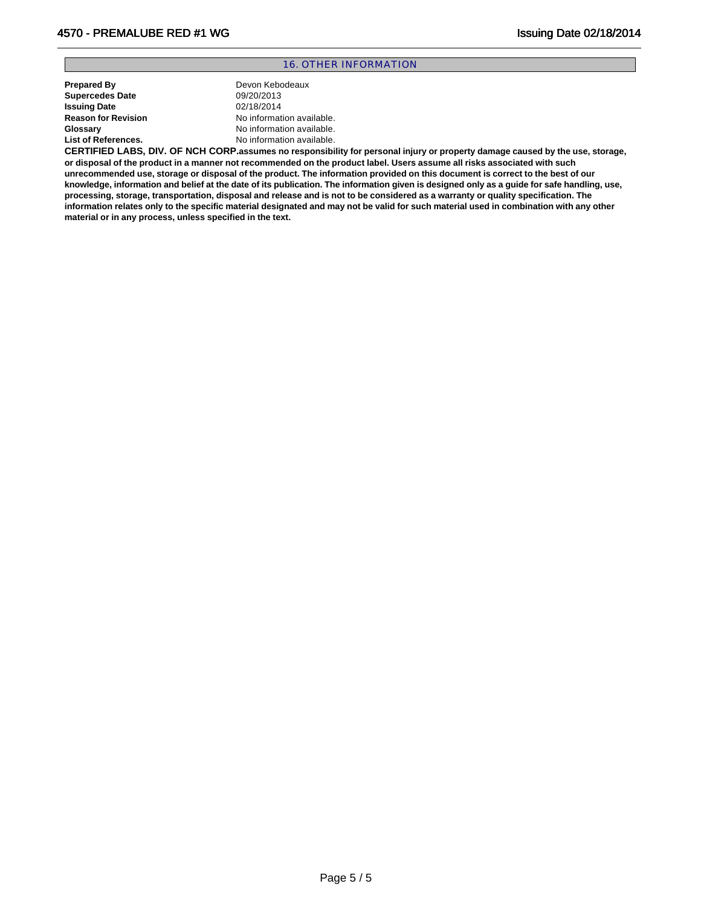## 16. OTHER INFORMATION

| | |
|---|---|
| **Prepared By** | Devon Kebodeaux |
| **Supercedes Date** | 09/20/2013 |
| **Issuing Date** | 02/18/2014 |
| **Reason for Revision** | No information available. |
| **Glossary** | No information available. |
| **List of References.** | No information available. |

**CERTIFIED LABS, DIV. OF NCH CORP.assumes no responsibility for personal injury or property damage caused by the use, storage, or disposal of the product in a manner not recommended on the product label. Users assume all risks associated with such unrecommended use, storage or disposal of the product. The information provided on this document is correct to the best of our knowledge, information and belief at the date of its publication. The information given is designed only as a guide for safe handling, use, processing, storage, transportation, disposal and release and is not to be considered as a warranty or quality specification. The information relates only to the specific material designated and may not be valid for such material used in combination with any other material or in any process, unless specified in the text.**